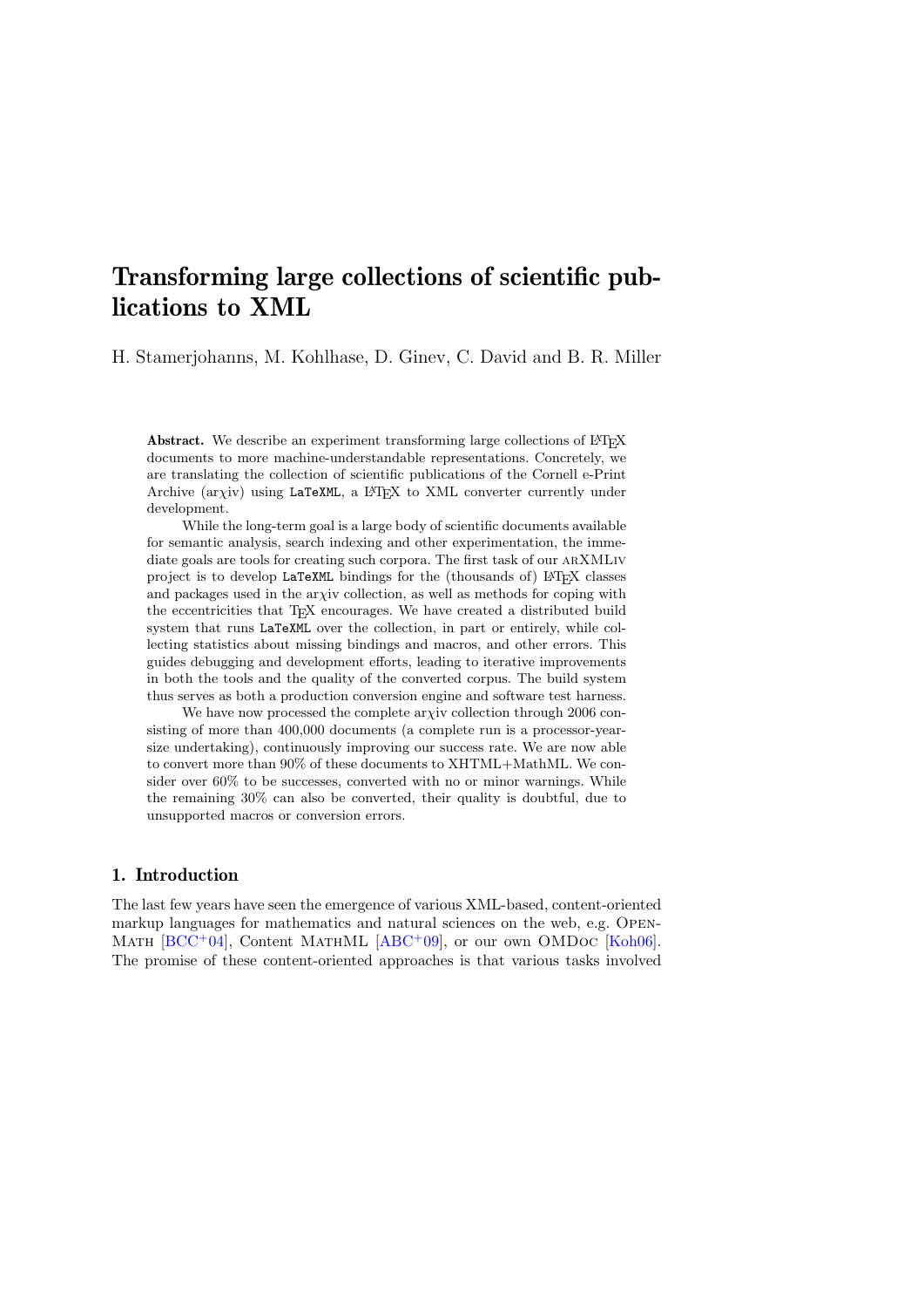# Transforming large collections of scientific publications to XML

H. Stamerjohanns, M. Kohlhase, D. Ginev, C. David and B. R. Miller

**Abstract.** We describe an experiment transforming large collections of LaTeX documents to more machine-understandable representations. Concretely, we are translating the collection of scientific publications of the Cornell e-Print Archive (ar$\chi$iv) using `LaTeXML`, a LaTeX to XML converter currently under development.

While the long-term goal is a large body of scientific documents available for semantic analysis, search indexing and other experimentation, the immediate goals are tools for creating such corpora. The first task of our arXMLiv project is to develop `LaTeXML` bindings for the (thousands of) LaTeX classes and packages used in the ar$\chi$iv collection, as well as methods for coping with the eccentricities that TeX encourages. We have created a distributed build system that runs `LaTeXML` over the collection, in part or entirely, while collecting statistics about missing bindings and macros, and other errors. This guides debugging and development efforts, leading to iterative improvements in both the tools and the quality of the converted corpus. The build system thus serves as both a production conversion engine and software test harness.

We have now processed the complete ar$\chi$iv collection through 2006 consisting of more than 400,000 documents (a complete run is a processor-year-size undertaking), continuously improving our success rate. We are now able to convert more than 90% of these documents to XHTML+MathML. We consider over 60% to be successes, converted with no or minor warnings. While the remaining 30% can also be converted, their quality is doubtful, due to unsupported macros or conversion errors.

## 1. Introduction

The last few years have seen the emergence of various XML-based, content-oriented markup languages for mathematics and natural sciences on the web, e.g. OpenMath [BCC+04], Content MathML [ABC+09], or our own OMDoc [Koh06]. The promise of these content-oriented approaches is that various tasks involved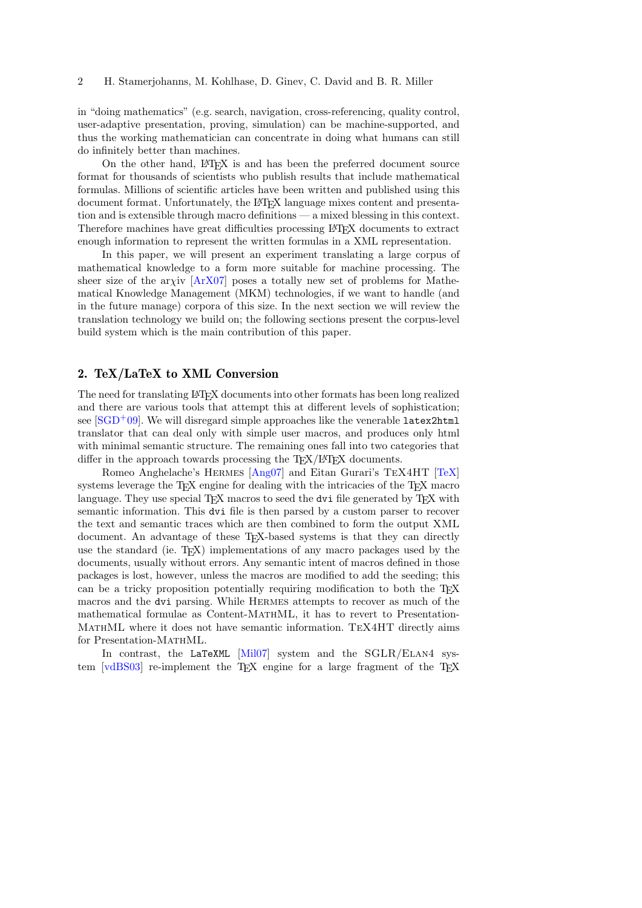in "doing mathematics" (e.g. search, navigation, cross-referencing, quality control, user-adaptive presentation, proving, simulation) can be machine-supported, and thus the working mathematician can concentrate in doing what humans can still do infinitely better than machines.

On the other hand, LaTeX is and has been the preferred document source format for thousands of scientists who publish results that include mathematical formulas. Millions of scientific articles have been written and published using this document format. Unfortunately, the LaTeX language mixes content and presentation and is extensible through macro definitions — a mixed blessing in this context. Therefore machines have great difficulties processing LaTeX documents to extract enough information to represent the written formulas in a XML representation.

In this paper, we will present an experiment translating a large corpus of mathematical knowledge to a form more suitable for machine processing. The sheer size of the arχiv [ArX07] poses a totally new set of problems for Mathematical Knowledge Management (MKM) technologies, if we want to handle (and in the future manage) corpora of this size. In the next section we will review the translation technology we build on; the following sections present the corpus-level build system which is the main contribution of this paper.

## 2. TeX/LaTeX to XML Conversion

The need for translating LaTeX documents into other formats has been long realized and there are various tools that attempt this at different levels of sophistication; see [SGD+09]. We will disregard simple approaches like the venerable `latex2html` translator that can deal only with simple user macros, and produces only html with minimal semantic structure. The remaining ones fall into two categories that differ in the approach towards processing the TeX/LaTeX documents.

Romeo Anghelache's Hermes [Ang07] and Eitan Gurari's TeX4HT [TeX] systems leverage the TeX engine for dealing with the intricacies of the TeX macro language. They use special TeX macros to seed the `dvi` file generated by TeX with semantic information. This `dvi` file is then parsed by a custom parser to recover the text and semantic traces which are then combined to form the output XML document. An advantage of these TeX-based systems is that they can directly use the standard (ie. TeX) implementations of any macro packages used by the documents, usually without errors. Any semantic intent of macros defined in those packages is lost, however, unless the macros are modified to add the seeding; this can be a tricky proposition potentially requiring modification to both the TeX macros and the `dvi` parsing. While Hermes attempts to recover as much of the mathematical formulae as Content-MathML, it has to revert to Presentation-MathML where it does not have semantic information. TeX4HT directly aims for Presentation-MathML.

In contrast, the `LaTeXML` [Mil07] system and the SGLR/Elan4 system [vdBS03] re-implement the TeX engine for a large fragment of the TeX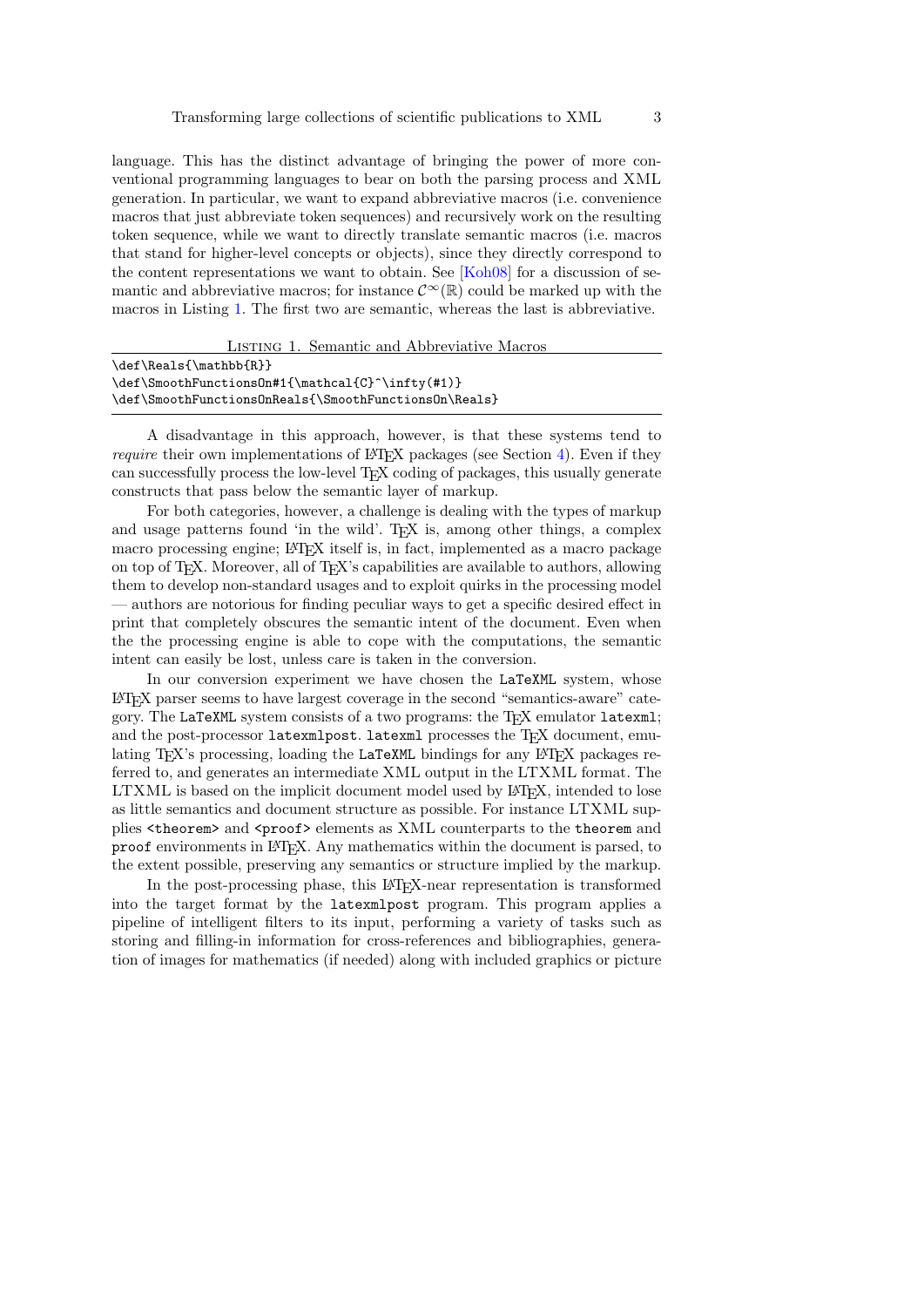language. This has the distinct advantage of bringing the power of more conventional programming languages to bear on both the parsing process and XML generation. In particular, we want to expand abbreviative macros (i.e. convenience macros that just abbreviate token sequences) and recursively work on the resulting token sequence, while we want to directly translate semantic macros (i.e. macros that stand for higher-level concepts or objects), since they directly correspond to the content representations we want to obtain. See [Koh08] for a discussion of semantic and abbreviative macros; for instance $\mathcal{C}^\infty(\mathbb{R})$ could be marked up with the macros in Listing 1. The first two are semantic, whereas the last is abbreviative.

Listing 1. Semantic and Abbreviative Macros

```
\def\Reals{\mathbb{R}}
\def\SmoothFunctionsOn#1{\mathcal{C}^\infty(#1)}
\def\SmoothFunctionsOnReals{\SmoothFunctionsOn\Reals}
```

A disadvantage in this approach, however, is that these systems tend to *require* their own implementations of LaTeX packages (see Section 4). Even if they can successfully process the low-level TeX coding of packages, this usually generate constructs that pass below the semantic layer of markup.

For both categories, however, a challenge is dealing with the types of markup and usage patterns found 'in the wild'. TeX is, among other things, a complex macro processing engine; LaTeX itself is, in fact, implemented as a macro package on top of TeX. Moreover, all of TeX's capabilities are available to authors, allowing them to develop non-standard usages and to exploit quirks in the processing model — authors are notorious for finding peculiar ways to get a specific desired effect in print that completely obscures the semantic intent of the document. Even when the the processing engine is able to cope with the computations, the semantic intent can easily be lost, unless care is taken in the conversion.

In our conversion experiment we have chosen the `LaTeXML` system, whose LaTeX parser seems to have largest coverage in the second "semantics-aware" category. The `LaTeXML` system consists of a two programs: the TeX emulator `latexml`; and the post-processor `latexmlpost`. `latexml` processes the TeX document, emulating TeX's processing, loading the `LaTeXML` bindings for any LaTeX packages referred to, and generates an intermediate XML output in the LTXML format. The LTXML is based on the implicit document model used by LaTeX, intended to lose as little semantics and document structure as possible. For instance LTXML supplies `<theorem>` and `<proof>` elements as XML counterparts to the `theorem` and `proof` environments in LaTeX. Any mathematics within the document is parsed, to the extent possible, preserving any semantics or structure implied by the markup.

In the post-processing phase, this LaTeX-near representation is transformed into the target format by the `latexmlpost` program. This program applies a pipeline of intelligent filters to its input, performing a variety of tasks such as storing and filling-in information for cross-references and bibliographies, generation of images for mathematics (if needed) along with included graphics or picture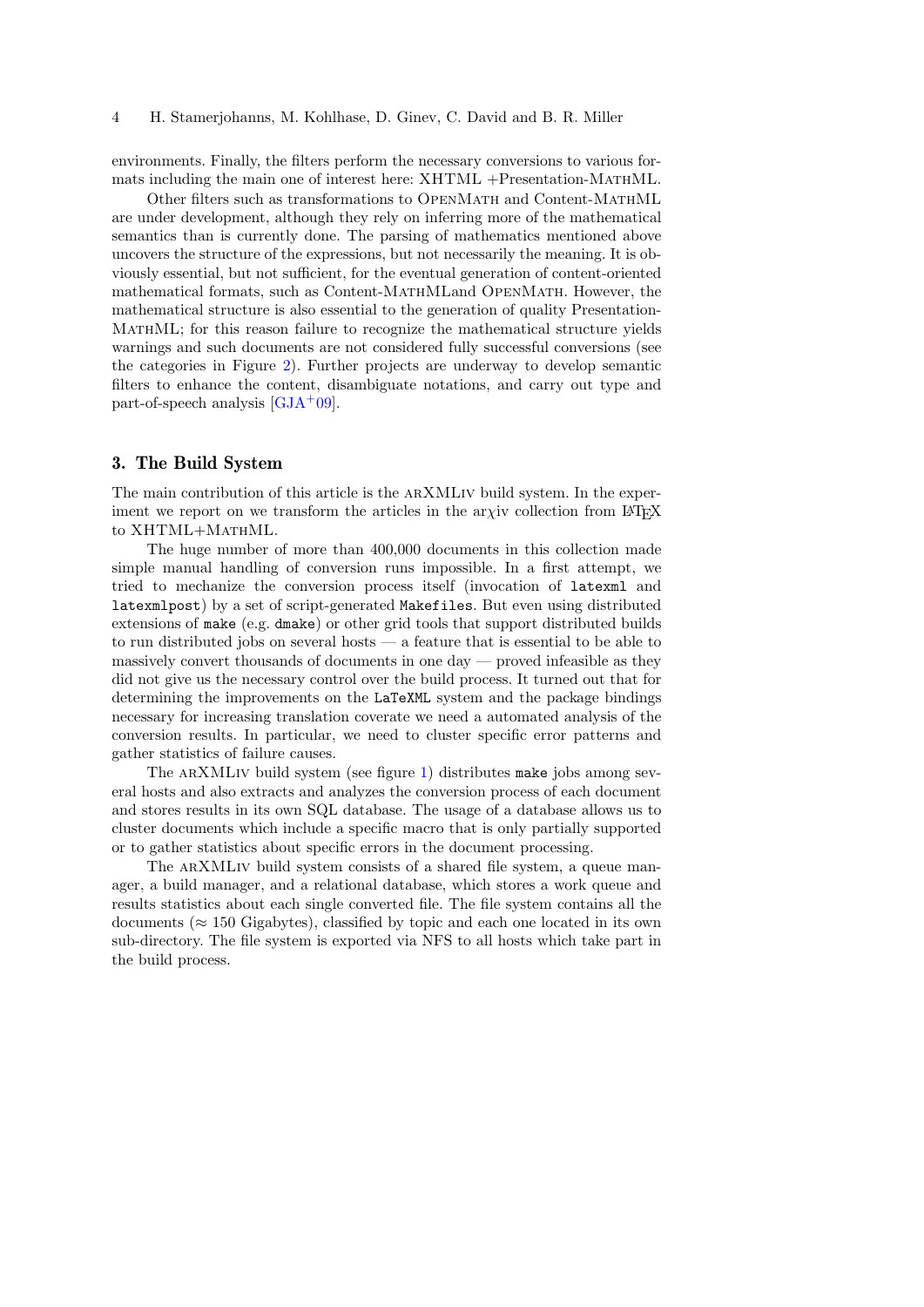environments. Finally, the filters perform the necessary conversions to various formats including the main one of interest here: XHTML +Presentation-MathML.

Other filters such as transformations to OpenMath and Content-MathML are under development, although they rely on inferring more of the mathematical semantics than is currently done. The parsing of mathematics mentioned above uncovers the structure of the expressions, but not necessarily the meaning. It is obviously essential, but not sufficient, for the eventual generation of content-oriented mathematical formats, such as Content-MathMLand OpenMath. However, the mathematical structure is also essential to the generation of quality Presentation-MathML; for this reason failure to recognize the mathematical structure yields warnings and such documents are not considered fully successful conversions (see the categories in Figure 2). Further projects are underway to develop semantic filters to enhance the content, disambiguate notations, and carry out type and part-of-speech analysis [GJA+09].

## 3. The Build System

The main contribution of this article is the arXMLiv build system. In the experiment we report on we transform the articles in the ar$\chi$iv collection from LaTeX to XHTML+MathML.

The huge number of more than 400,000 documents in this collection made simple manual handling of conversion runs impossible. In a first attempt, we tried to mechanize the conversion process itself (invocation of `latexml` and `latexmlpost`) by a set of script-generated `Makefiles`. But even using distributed extensions of `make` (e.g. `dmake`) or other grid tools that support distributed builds to run distributed jobs on several hosts — a feature that is essential to be able to massively convert thousands of documents in one day — proved infeasible as they did not give us the necessary control over the build process. It turned out that for determining the improvements on the `LaTeXML` system and the package bindings necessary for increasing translation coverate we need a automated analysis of the conversion results. In particular, we need to cluster specific error patterns and gather statistics of failure causes.

The arXMLiv build system (see figure 1) distributes `make` jobs among several hosts and also extracts and analyzes the conversion process of each document and stores results in its own SQL database. The usage of a database allows us to cluster documents which include a specific macro that is only partially supported or to gather statistics about specific errors in the document processing.

The arXMLiv build system consists of a shared file system, a queue manager, a build manager, and a relational database, which stores a work queue and results statistics about each single converted file. The file system contains all the documents ($\approx$ 150 Gigabytes), classified by topic and each one located in its own sub-directory. The file system is exported via NFS to all hosts which take part in the build process.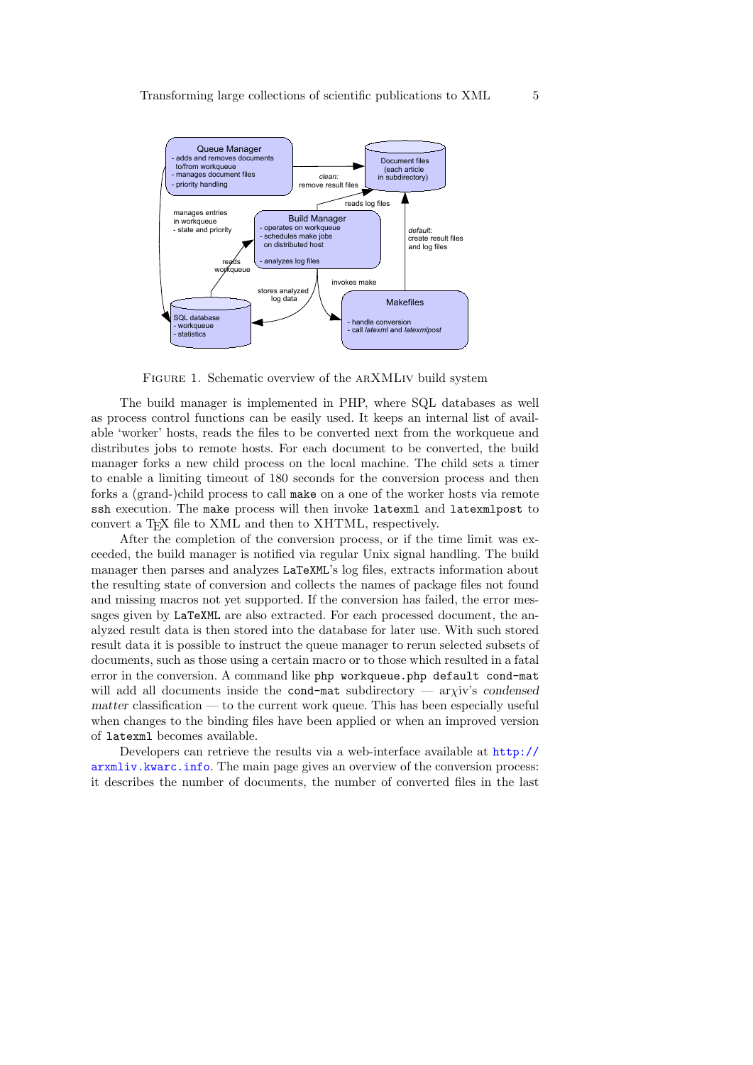FIGURE 1. Schematic overview of the ARXMLIV build system

The build manager is implemented in PHP, where SQL databases as well as process control functions can be easily used. It keeps an internal list of available 'worker' hosts, reads the files to be converted next from the workqueue and distributes jobs to remote hosts. For each document to be converted, the build manager forks a new child process on the local machine. The child sets a timer to enable a limiting timeout of 180 seconds for the conversion process and then forks a (grand-)child process to call `make` on a one of the worker hosts via remote `ssh` execution. The `make` process will then invoke `latexml` and `latexmlpost` to convert a TEX file to XML and then to XHTML, respectively.

After the completion of the conversion process, or if the time limit was exceeded, the build manager is notified via regular Unix signal handling. The build manager then parses and analyzes `LaTeXML`'s log files, extracts information about the resulting state of conversion and collects the names of package files not found and missing macros not yet supported. If the conversion has failed, the error messages given by `LaTeXML` are also extracted. For each processed document, the analyzed result data is then stored into the database for later use. With such stored result data it is possible to instruct the queue manager to rerun selected subsets of documents, such as those using a certain macro or to those which resulted in a fatal error in the conversion. A command like `php workqueue.php default cond-mat` will add all documents inside the `cond-mat` subdirectory — ar$\chi$iv's *condensed matter* classification — to the current work queue. This has been especially useful when changes to the binding files have been applied or when an improved version of `latexml` becomes available.

Developers can retrieve the results via a web-interface available at http://arxmliv.kwarc.info. The main page gives an overview of the conversion process: it describes the number of documents, the number of converted files in the last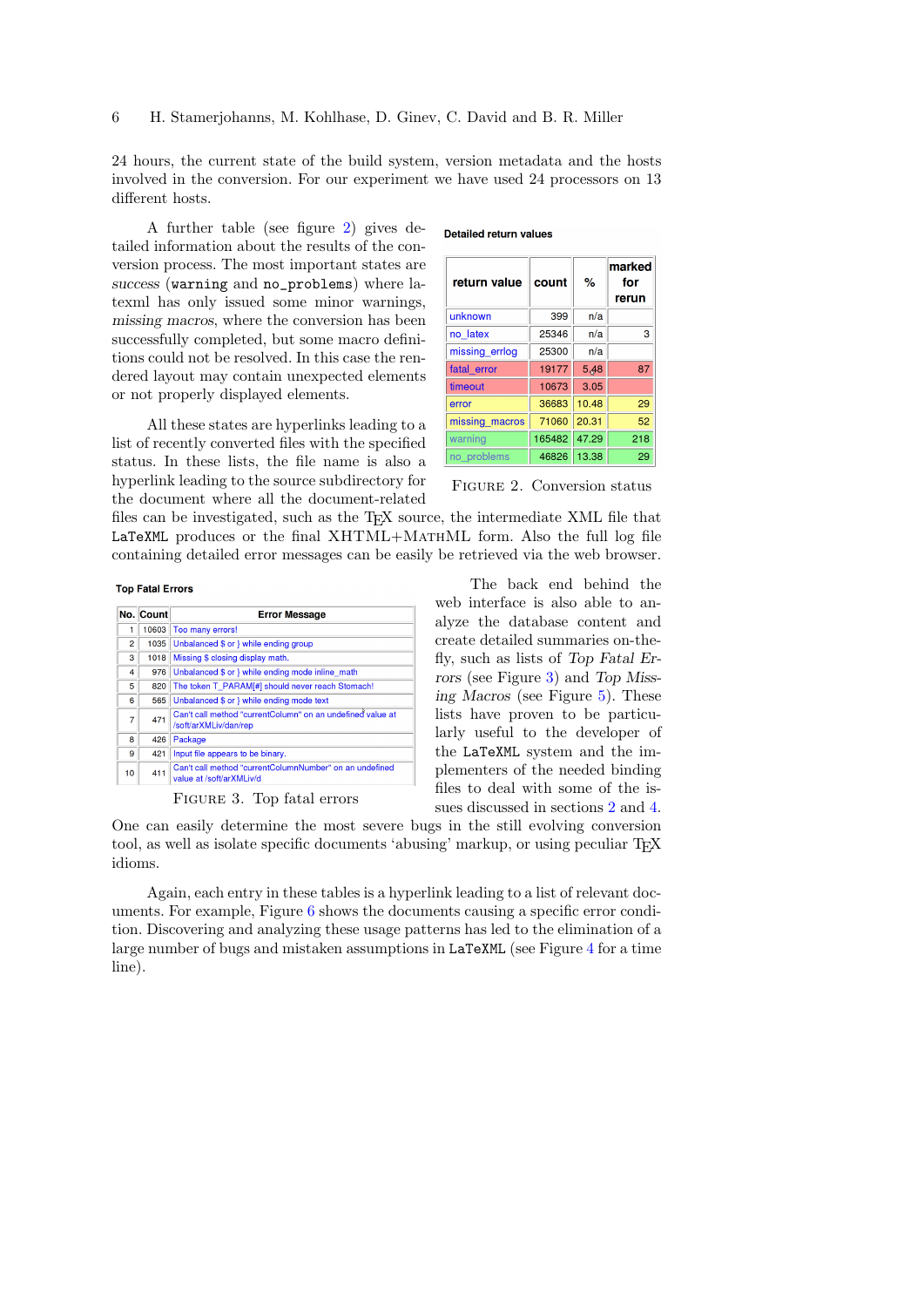24 hours, the current state of the build system, version metadata and the hosts involved in the conversion. For our experiment we have used 24 processors on 13 different hosts.

A further table (see figure 2) gives detailed information about the results of the conversion process. The most important states are *success* (`warning` and `no_problems`) where latexml has only issued some minor warnings, *missing macros*, where the conversion has been successfully completed, but some macro definitions could not be resolved. In this case the rendered layout may contain unexpected elements or not properly displayed elements.

**Detailed return values**

| return value | count | % | marked for rerun |
|---|---|---|---|
| unknown | 399 | n/a | |
| no_latex | 25346 | n/a | 3 |
| missing_errlog | 25300 | n/a | |
| fatal_error | 19177 | 5.48 | 87 |
| timeout | 10673 | 3.05 | |
| error | 36683 | 10.48 | 29 |
| missing_macros | 71060 | 20.31 | 52 |
| warning | 165482 | 47.29 | 218 |
| no_problems | 46826 | 13.38 | 29 |

Figure 2. Conversion status

All these states are hyperlinks leading to a list of recently converted files with the specified status. In these lists, the file name is also a hyperlink leading to the source subdirectory for the document where all the document-related files can be investigated, such as the TEX source, the intermediate XML file that `LaTeXML` produces or the final XHTML+MathML form. Also the full log file containing detailed error messages can be easily be retrieved via the web browser.

**Top Fatal Errors**

| No. | Count | Error Message |
|---|---|---|
| 1 | 10603 | Too many errors! |
| 2 | 1035 | Unbalanced $ or } while ending group |
| 3 | 1018 | Missing $ closing display math. |
| 4 | 976 | Unbalanced $ or } while ending mode inline_math |
| 5 | 820 | The token T_PARAM[#] should never reach Stomach! |
| 6 | 565 | Unbalanced $ or } while ending mode text |
| 7 | 471 | Can't call method "currentColumn" on an undefined value at /soft/arXMLiv/dan/rep |
| 8 | 426 | Package |
| 9 | 421 | Input file appears to be binary. |
| 10 | 411 | Can't call method "currentColumnNumber" on an undefined value at /soft/arXMLiv/d |

Figure 3. Top fatal errors

The back end behind the web interface is also able to analyze the database content and create detailed summaries on-the-fly, such as lists of *Top Fatal Errors* (see Figure 3) and *Top Missing Macros* (see Figure 5). These lists have proven to be particularly useful to the developer of the `LaTeXML` system and the implementers of the needed binding files to deal with some of the issues discussed in sections 2 and 4. One can easily determine the most severe bugs in the still evolving conversion tool, as well as isolate specific documents 'abusing' markup, or using peculiar TEX idioms.

Again, each entry in these tables is a hyperlink leading to a list of relevant documents. For example, Figure 6 shows the documents causing a specific error condition. Discovering and analyzing these usage patterns has led to the elimination of a large number of bugs and mistaken assumptions in `LaTeXML` (see Figure 4 for a time line).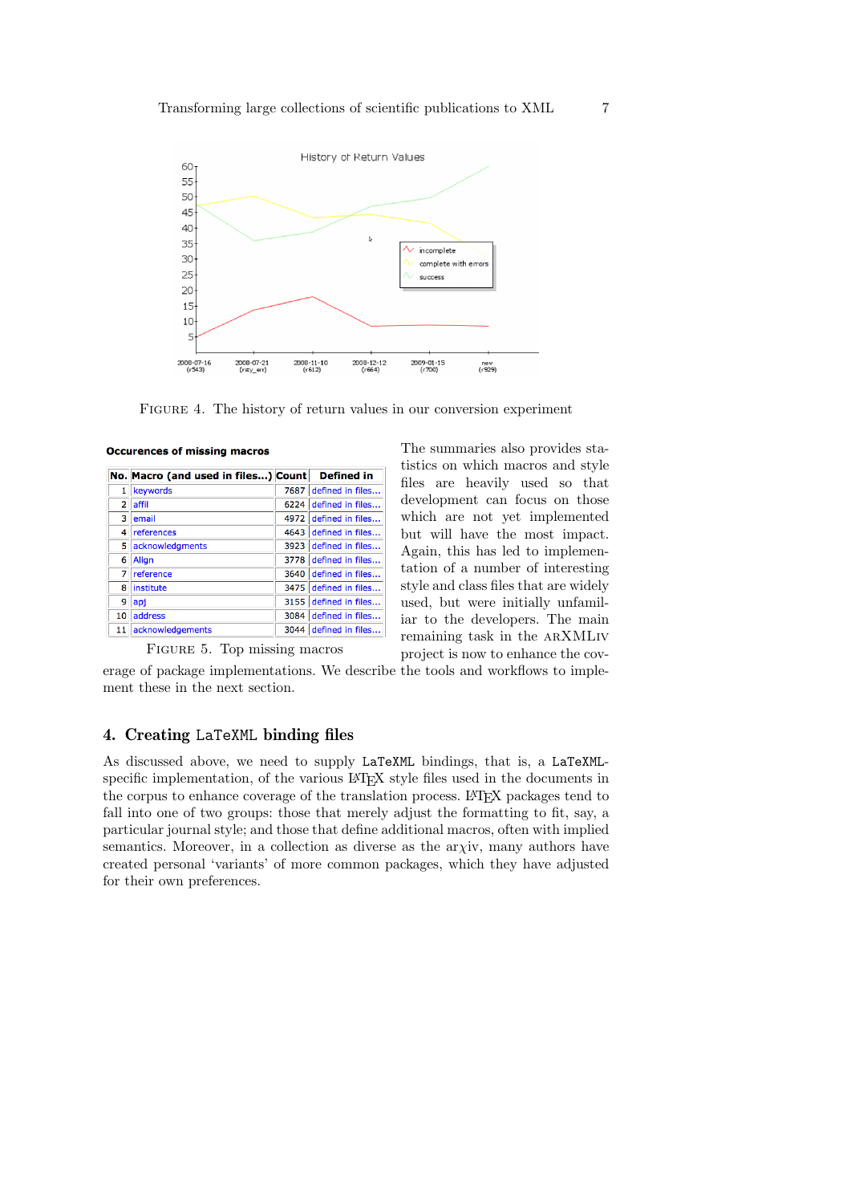FIGURE 4. The history of return values in our conversion experiment

**Occurences of missing macros**

| No. | Macro (and used in files...) | Count | Defined in |
|---|---|---|---|
| 1 | keywords | 7687 | defined in files... |
| 2 | affil | 6224 | defined in files... |
| 3 | email | 4972 | defined in files... |
| 4 | references | 4643 | defined in files... |
| 5 | acknowledgments | 3923 | defined in files... |
| 6 | Align | 3778 | defined in files... |
| 7 | reference | 3640 | defined in files... |
| 8 | institute | 3475 | defined in files... |
| 9 | apj | 3155 | defined in files... |
| 10 | address | 3084 | defined in files... |
| 11 | acknowledgements | 3044 | defined in files... |

FIGURE 5. Top missing macros

The summaries also provides statistics on which macros and style files are heavily used so that development can focus on those which are not yet implemented but will have the most impact. Again, this has led to implementation of a number of interesting style and class files that are widely used, but were initially unfamiliar to the developers. The main remaining task in the ARXMLIV project is now to enhance the coverage of package implementations. We describe the tools and workflows to implement these in the next section.

## 4. Creating LaTeXML binding files

As discussed above, we need to supply LaTeXML bindings, that is, a LaTeXML-specific implementation, of the various LaTeX style files used in the documents in the corpus to enhance coverage of the translation process. LaTeX packages tend to fall into one of two groups: those that merely adjust the formatting to fit, say, a particular journal style; and those that define additional macros, often with implied semantics. Moreover, in a collection as diverse as the ar$\chi$iv, many authors have created personal 'variants' of more common packages, which they have adjusted for their own preferences.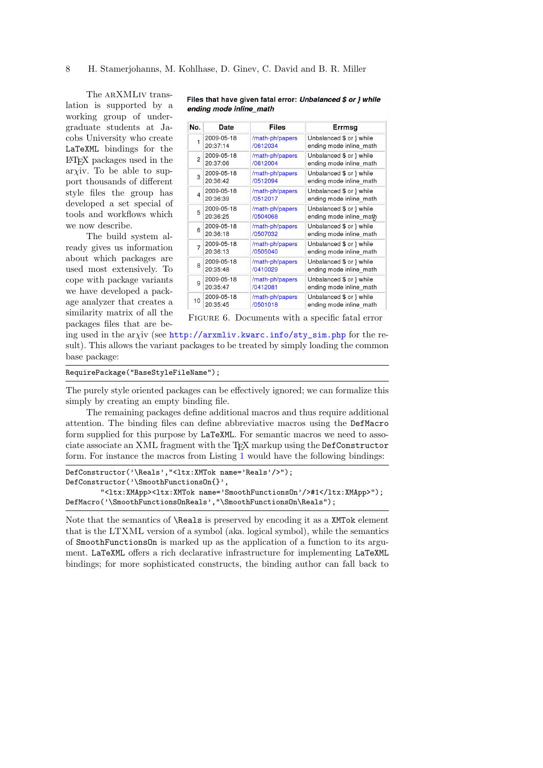The ARXMLIV translation is supported by a working group of undergraduate students at Jacobs University who create LaTeXML bindings for the LaTeX packages used in the arχiv. To be able to support thousands of different style files the group has developed a set special of tools and workflows which we now describe.

The build system already gives us information about which packages are used most extensively. To cope with package variants we have developed a package analyzer that creates a similarity matrix of all the packages files that are being used in the arχiv (see http://arxmliv.kwarc.info/sty_sim.php for the result). This allows the variant packages to be treated by simply loading the common base package:

**Files that have given fatal error: *Unbalanced $ or } while ending mode inline_math***

| No. | Date | Files | Errmsg |
|---|---|---|---|
| 1 | 2009-05-18 20:37:14 | /math-ph/papers /0612034 | Unbalanced $ or } while ending mode inline_math |
| 2 | 2009-05-18 20:37:06 | /math-ph/papers /0612004 | Unbalanced $ or } while ending mode inline_math |
| 3 | 2009-05-18 20:36:42 | /math-ph/papers /0512094 | Unbalanced $ or } while ending mode inline_math |
| 4 | 2009-05-18 20:36:39 | /math-ph/papers /0512017 | Unbalanced $ or } while ending mode inline_math |
| 5 | 2009-05-18 20:36:25 | /math-ph/papers /0504068 | Unbalanced $ or } while ending mode inline_math |
| 6 | 2009-05-18 20:36:18 | /math-ph/papers /0507032 | Unbalanced $ or } while ending mode inline_math |
| 7 | 2009-05-18 20:36:13 | /math-ph/papers /0505040 | Unbalanced $ or } while ending mode inline_math |
| 8 | 2009-05-18 20:35:48 | /math-ph/papers /0410029 | Unbalanced $ or } while ending mode inline_math |
| 9 | 2009-05-18 20:35:47 | /math-ph/papers /0412081 | Unbalanced $ or } while ending mode inline_math |
| 10 | 2009-05-18 20:35:45 | /math-ph/papers /0501018 | Unbalanced $ or } while ending mode inline_math |

FIGURE 6. Documents with a specific fatal error

```
RequirePackage("BaseStyleFileName");
```

The purely style oriented packages can be effectively ignored; we can formalize this simply by creating an empty binding file.

The remaining packages define additional macros and thus require additional attention. The binding files can define abbreviative macros using the `DefMacro` form supplied for this purpose by LaTeXML. For semantic macros we need to associate associate an XML fragment with the TeX markup using the `DefConstructor` form. For instance the macros from Listing 1 would have the following bindings:

```
DefConstructor('\Reals',"<ltx:XMTok name='Reals'/>");
DefConstructor('\SmoothFunctionsOn{}',
        "<ltx:XMApp><ltx:XMTok name='SmoothFunctionsOn'/>#1</ltx:XMApp>");
DefMacro('\SmoothFunctionsOnReals',"\SmoothFunctionsOn\Reals");
```

Note that the semantics of `\Reals` is preserved by encoding it as a `XMTok` element that is the LTXML version of a symbol (aka. logical symbol), while the semantics of `SmoothFunctionsOn` is marked up as the application of a function to its argument. LaTeXML offers a rich declarative infrastructure for implementing LaTeXML bindings; for more sophisticated constructs, the binding author can fall back to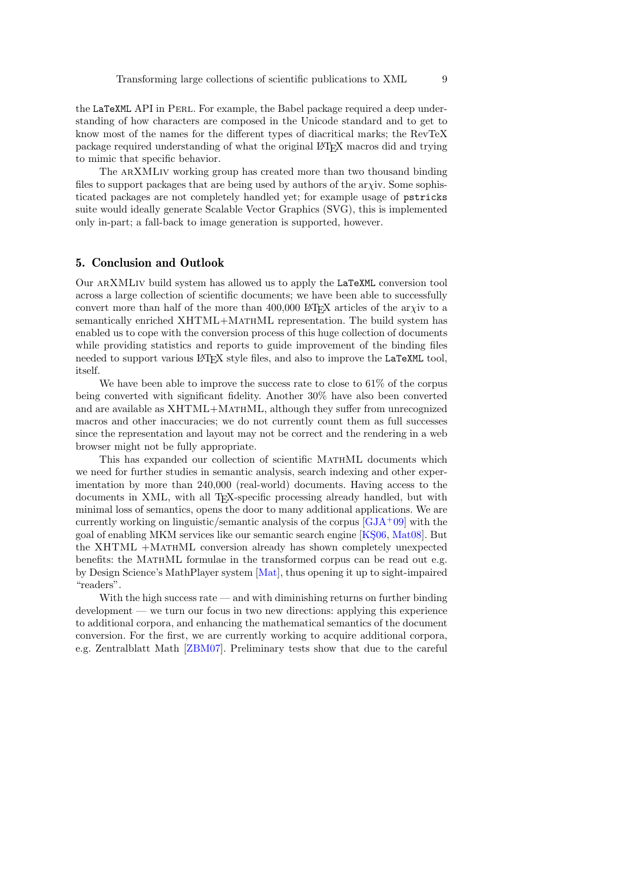the LaTeXML API in Perl. For example, the Babel package required a deep understanding of how characters are composed in the Unicode standard and to get to know most of the names for the different types of diacritical marks; the RevTeX package required understanding of what the original LaTeX macros did and trying to mimic that specific behavior.

The arXMLiv working group has created more than two thousand binding files to support packages that are being used by authors of the arχiv. Some sophisticated packages are not completely handled yet; for example usage of pstricks suite would ideally generate Scalable Vector Graphics (SVG), this is implemented only in-part; a fall-back to image generation is supported, however.

## 5. Conclusion and Outlook

Our arXMLiv build system has allowed us to apply the LaTeXML conversion tool across a large collection of scientific documents; we have been able to successfully convert more than half of the more than 400,000 LaTeX articles of the arχiv to a semantically enriched XHTML+MathML representation. The build system has enabled us to cope with the conversion process of this huge collection of documents while providing statistics and reports to guide improvement of the binding files needed to support various LaTeX style files, and also to improve the LaTeXML tool, itself.

We have been able to improve the success rate to close to 61% of the corpus being converted with significant fidelity. Another 30% have also been converted and are available as XHTML+MathML, although they suffer from unrecognized macros and other inaccuracies; we do not currently count them as full successes since the representation and layout may not be correct and the rendering in a web browser might not be fully appropriate.

This has expanded our collection of scientific MathML documents which we need for further studies in semantic analysis, search indexing and other experimentation by more than 240,000 (real-world) documents. Having access to the documents in XML, with all TeX-specific processing already handled, but with minimal loss of semantics, opens the door to many additional applications. We are currently working on linguistic/semantic analysis of the corpus [GJA+09] with the goal of enabling MKM services like our semantic search engine [KŞ06, Mat08]. But the XHTML +MathML conversion already has shown completely unexpected benefits: the MathML formulae in the transformed corpus can be read out e.g. by Design Science's MathPlayer system [Mat], thus opening it up to sight-impaired "readers".

With the high success rate — and with diminishing returns on further binding development — we turn our focus in two new directions: applying this experience to additional corpora, and enhancing the mathematical semantics of the document conversion. For the first, we are currently working to acquire additional corpora, e.g. Zentralblatt Math [ZBM07]. Preliminary tests show that due to the careful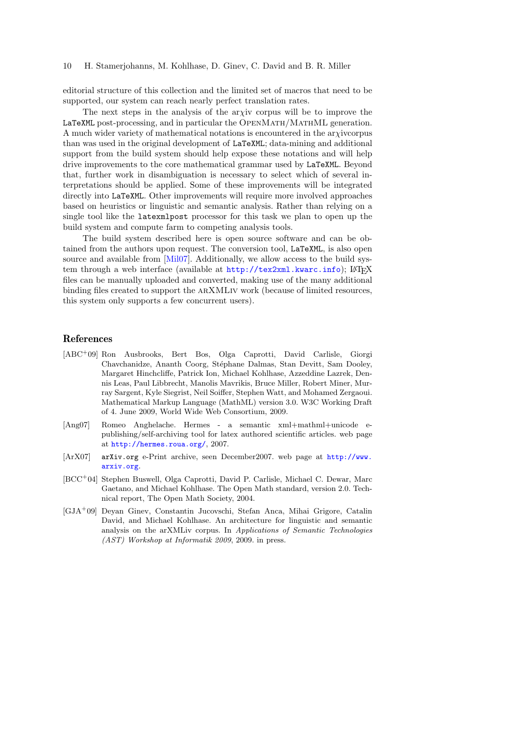editorial structure of this collection and the limited set of macros that need to be supported, our system can reach nearly perfect translation rates.

The next steps in the analysis of the ar$\chi$iv corpus will be to improve the `LaTeXML` post-processing, and in particular the OpenMath/MathML generation. A much wider variety of mathematical notations is encountered in the ar$\chi$ivcorpus than was used in the original development of `LaTeXML`; data-mining and additional support from the build system should help expose these notations and will help drive improvements to the core mathematical grammar used by `LaTeXML`. Beyond that, further work in disambiguation is necessary to select which of several interpretations should be applied. Some of these improvements will be integrated directly into `LaTeXML`. Other improvements will require more involved approaches based on heuristics or linguistic and semantic analysis. Rather than relying on a single tool like the `latexmlpost` processor for this task we plan to open up the build system and compute farm to competing analysis tools.

The build system described here is open source software and can be obtained from the authors upon request. The conversion tool, `LaTeXML`, is also open source and available from [Mil07]. Additionally, we allow access to the build system through a web interface (available at http://tex2xml.kwarc.info); LaTeX files can be manually uploaded and converted, making use of the many additional binding files created to support the arXMLiv work (because of limited resources, this system only supports a few concurrent users).

## References

[ABC+09] Ron Ausbrooks, Bert Bos, Olga Caprotti, David Carlisle, Giorgi Chavchanidze, Ananth Coorg, Stéphane Dalmas, Stan Devitt, Sam Dooley, Margaret Hinchcliffe, Patrick Ion, Michael Kohlhase, Azzeddine Lazrek, Dennis Leas, Paul Libbrecht, Manolis Mavrikis, Bruce Miller, Robert Miner, Murray Sargent, Kyle Siegrist, Neil Soiffer, Stephen Watt, and Mohamed Zergaoui. Mathematical Markup Language (MathML) version 3.0. W3C Working Draft of 4. June 2009, World Wide Web Consortium, 2009.

[Ang07] Romeo Anghelache. Hermes - a semantic xml+mathml+unicode e-publishing/self-archiving tool for latex authored scientific articles. web page at http://hermes.roua.org/, 2007.

[ArX07] `arXiv.org` e-Print archive, seen December2007. web page at http://www.arxiv.org.

[BCC+04] Stephen Buswell, Olga Caprotti, David P. Carlisle, Michael C. Dewar, Marc Gaetano, and Michael Kohlhase. The Open Math standard, version 2.0. Technical report, The Open Math Society, 2004.

[GJA+09] Deyan Ginev, Constantin Jucovschi, Stefan Anca, Mihai Grigore, Catalin David, and Michael Kohlhase. An architecture for linguistic and semantic analysis on the arXMLiv corpus. In *Applications of Semantic Technologies (AST) Workshop at Informatik 2009*, 2009. in press.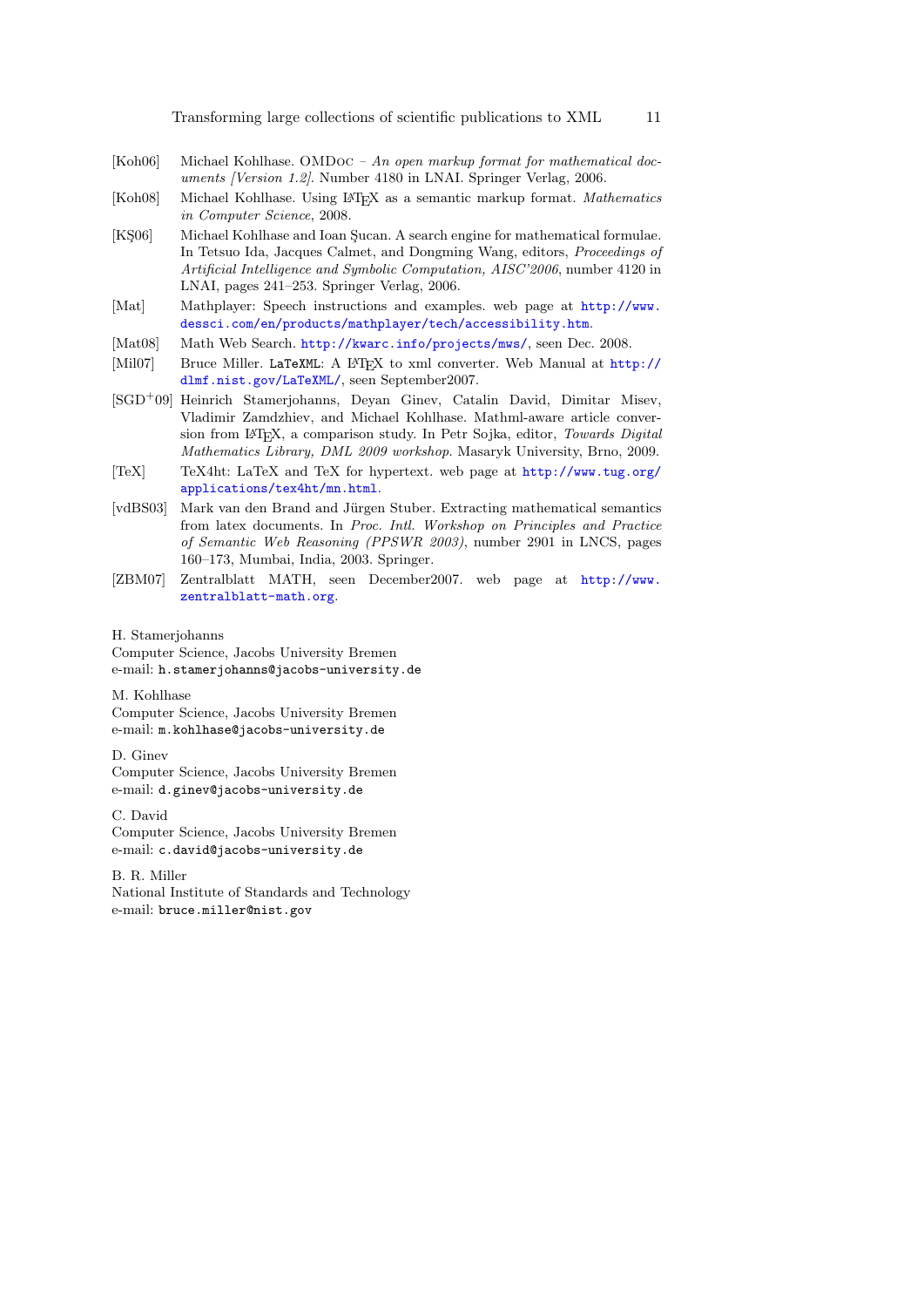[Koh06] Michael Kohlhase. OMDoc – *An open markup format for mathematical documents [Version 1.2]*. Number 4180 in LNAI. Springer Verlag, 2006.

[Koh08] Michael Kohlhase. Using LaTeX as a semantic markup format. *Mathematics in Computer Science*, 2008.

[KŞ06] Michael Kohlhase and Ioan Şucan. A search engine for mathematical formulae. In Tetsuo Ida, Jacques Calmet, and Dongming Wang, editors, *Proceedings of Artificial Intelligence and Symbolic Computation, AISC'2006*, number 4120 in LNAI, pages 241–253. Springer Verlag, 2006.

[Mat] Mathplayer: Speech instructions and examples. web page at http://www.dessci.com/en/products/mathplayer/tech/accessibility.htm.

[Mat08] Math Web Search. http://kwarc.info/projects/mws/, seen Dec. 2008.

[Mil07] Bruce Miller. `LaTeXML`: A LaTeX to xml converter. Web Manual at http://dlmf.nist.gov/LaTeXML/, seen September2007.

[SGD+09] Heinrich Stamerjohanns, Deyan Ginev, Catalin David, Dimitar Misev, Vladimir Zamdzhiev, and Michael Kohlhase. Mathml-aware article conversion from LaTeX, a comparison study. In Petr Sojka, editor, *Towards Digital Mathematics Library, DML 2009 workshop*. Masaryk University, Brno, 2009.

[TeX] TeX4ht: LaTeX and TeX for hypertext. web page at http://www.tug.org/applications/tex4ht/mn.html.

[vdBS03] Mark van den Brand and Jürgen Stuber. Extracting mathematical semantics from latex documents. In *Proc. Intl. Workshop on Principles and Practice of Semantic Web Reasoning (PPSWR 2003)*, number 2901 in LNCS, pages 160–173, Mumbai, India, 2003. Springer.

[ZBM07] Zentralblatt MATH, seen December2007. web page at http://www.zentralblatt-math.org.

H. Stamerjohanns
Computer Science, Jacobs University Bremen
e-mail: `h.stamerjohanns@jacobs-university.de`

M. Kohlhase
Computer Science, Jacobs University Bremen
e-mail: `m.kohlhase@jacobs-university.de`

D. Ginev
Computer Science, Jacobs University Bremen
e-mail: `d.ginev@jacobs-university.de`

C. David
Computer Science, Jacobs University Bremen
e-mail: `c.david@jacobs-university.de`

B. R. Miller
National Institute of Standards and Technology
e-mail: `bruce.miller@nist.gov`